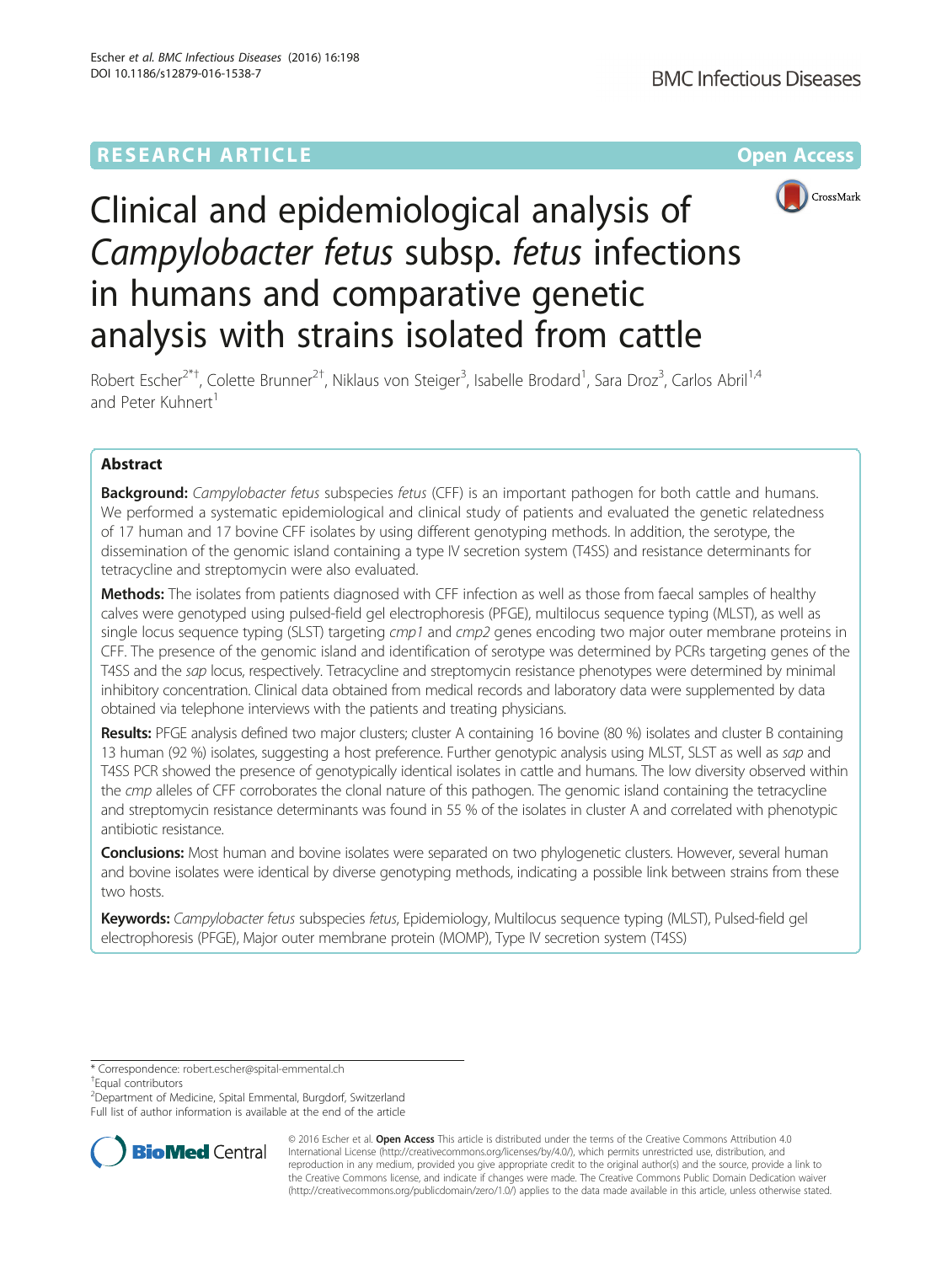RESEARCH ARTICLE

Open Access

# Clinical and epidemiological analysis of *Campylobacter fetus* subsp. *fetus* infections in humans and comparative genetic analysis with strains isolated from cattle

Robert Escher[2*†], Colette Brunner[2†], Niklaus von Steiger[3], Isabelle Brodard[1], Sara Droz[3], Carlos Abril[1,4] and Peter Kuhnert[1]

## Abstract

**Background:** *Campylobacter fetus* subspecies *fetus* (CFF) is an important pathogen for both cattle and humans. We performed a systematic epidemiological and clinical study of patients and evaluated the genetic relatedness of 17 human and 17 bovine CFF isolates by using different genotyping methods. In addition, the serotype, the dissemination of the genomic island containing a type IV secretion system (T4SS) and resistance determinants for tetracycline and streptomycin were also evaluated.

**Methods:** The isolates from patients diagnosed with CFF infection as well as those from faecal samples of healthy calves were genotyped using pulsed-field gel electrophoresis (PFGE), multilocus sequence typing (MLST), as well as single locus sequence typing (SLST) targeting *cmp1* and *cmp2* genes encoding two major outer membrane proteins in CFF. The presence of the genomic island and identification of serotype was determined by PCRs targeting genes of the T4SS and the *sap* locus, respectively. Tetracycline and streptomycin resistance phenotypes were determined by minimal inhibitory concentration. Clinical data obtained from medical records and laboratory data were supplemented by data obtained via telephone interviews with the patients and treating physicians.

**Results:** PFGE analysis defined two major clusters; cluster A containing 16 bovine (80 %) isolates and cluster B containing 13 human (92 %) isolates, suggesting a host preference. Further genotypic analysis using MLST, SLST as well as *sap* and T4SS PCR showed the presence of genotypically identical isolates in cattle and humans. The low diversity observed within the *cmp* alleles of CFF corroborates the clonal nature of this pathogen. The genomic island containing the tetracycline and streptomycin resistance determinants was found in 55 % of the isolates in cluster A and correlated with phenotypic antibiotic resistance.

**Conclusions:** Most human and bovine isolates were separated on two phylogenetic clusters. However, several human and bovine isolates were identical by diverse genotyping methods, indicating a possible link between strains from these two hosts.

**Keywords:** *Campylobacter fetus* subspecies *fetus*, Epidemiology, Multilocus sequence typing (MLST), Pulsed-field gel electrophoresis (PFGE), Major outer membrane protein (MOMP), Type IV secretion system (T4SS)

\* Correspondence: robert.escher@spital-emmental.ch
†Equal contributors
[2]Department of Medicine, Spital Emmental, Burgdorf, Switzerland
Full list of author information is available at the end of the article

© 2016 Escher et al. **Open Access** This article is distributed under the terms of the Creative Commons Attribution 4.0 International License (http://creativecommons.org/licenses/by/4.0/), which permits unrestricted use, distribution, and reproduction in any medium, provided you give appropriate credit to the original author(s) and the source, provide a link to the Creative Commons license, and indicate if changes were made. The Creative Commons Public Domain Dedication waiver (http://creativecommons.org/publicdomain/zero/1.0/) applies to the data made available in this article, unless otherwise stated.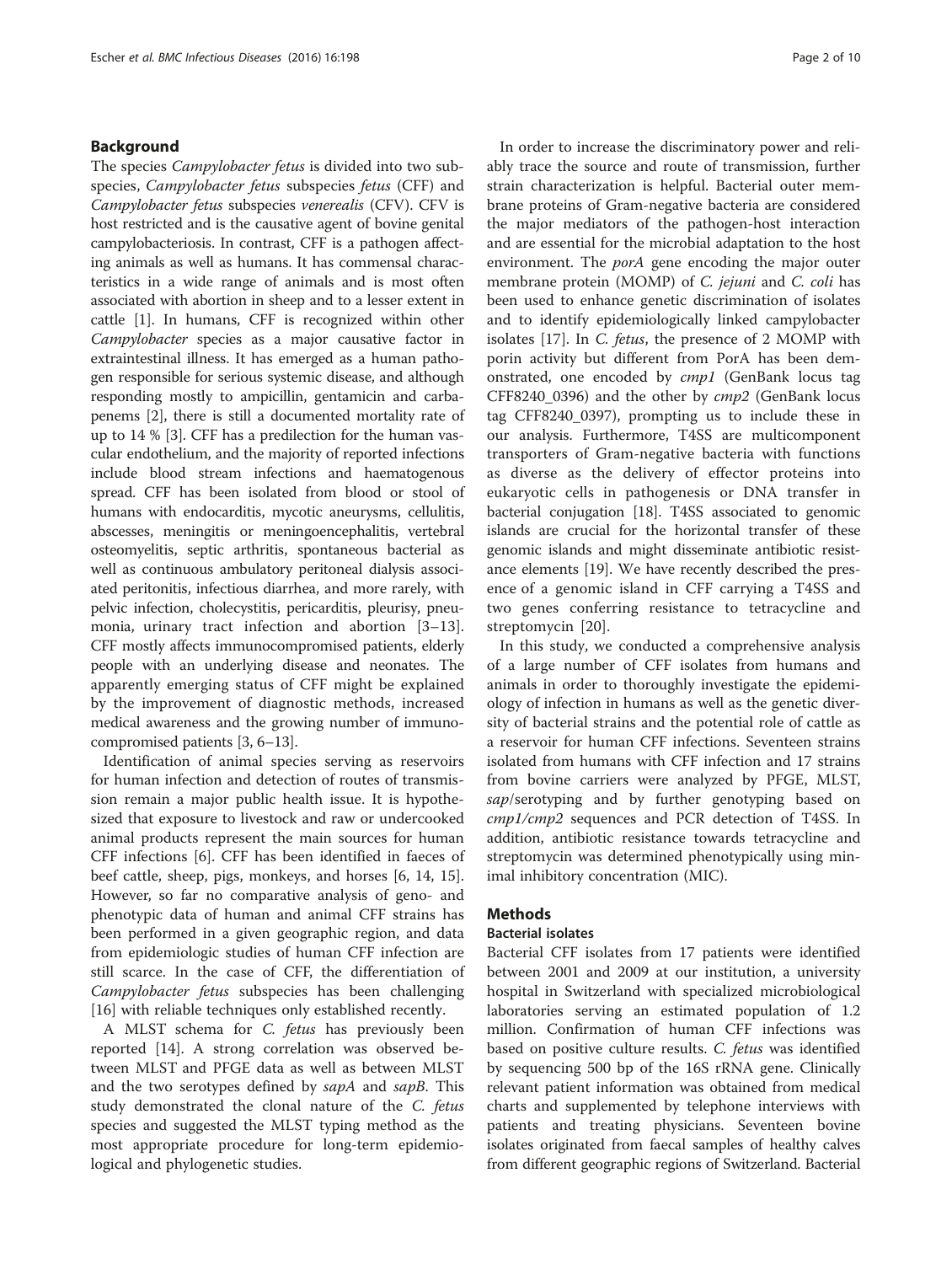## Background

The species *Campylobacter fetus* is divided into two subspecies, *Campylobacter fetus* subspecies *fetus* (CFF) and *Campylobacter fetus* subspecies *venerealis* (CFV). CFV is host restricted and is the causative agent of bovine genital campylobacteriosis. In contrast, CFF is a pathogen affecting animals as well as humans. It has commensal characteristics in a wide range of animals and is most often associated with abortion in sheep and to a lesser extent in cattle [1]. In humans, CFF is recognized within other *Campylobacter* species as a major causative factor in extraintestinal illness. It has emerged as a human pathogen responsible for serious systemic disease, and although responding mostly to ampicillin, gentamicin and carbapenems [2], there is still a documented mortality rate of up to 14 % [3]. CFF has a predilection for the human vascular endothelium, and the majority of reported infections include blood stream infections and haematogenous spread. CFF has been isolated from blood or stool of humans with endocarditis, mycotic aneurysms, cellulitis, abscesses, meningitis or meningoencephalitis, vertebral osteomyelitis, septic arthritis, spontaneous bacterial as well as continuous ambulatory peritoneal dialysis associated peritonitis, infectious diarrhea, and more rarely, with pelvic infection, cholecystitis, pericarditis, pleurisy, pneumonia, urinary tract infection and abortion [3–13]. CFF mostly affects immunocompromised patients, elderly people with an underlying disease and neonates. The apparently emerging status of CFF might be explained by the improvement of diagnostic methods, increased medical awareness and the growing number of immunocompromised patients [3, 6–13].

Identification of animal species serving as reservoirs for human infection and detection of routes of transmission remain a major public health issue. It is hypothesized that exposure to livestock and raw or undercooked animal products represent the main sources for human CFF infections [6]. CFF has been identified in faeces of beef cattle, sheep, pigs, monkeys, and horses [6, 14, 15]. However, so far no comparative analysis of geno- and phenotypic data of human and animal CFF strains has been performed in a given geographic region, and data from epidemiologic studies of human CFF infection are still scarce. In the case of CFF, the differentiation of *Campylobacter fetus* subspecies has been challenging [16] with reliable techniques only established recently.

A MLST schema for *C. fetus* has previously been reported [14]. A strong correlation was observed between MLST and PFGE data as well as between MLST and the two serotypes defined by *sapA* and *sapB*. This study demonstrated the clonal nature of the *C. fetus* species and suggested the MLST typing method as the most appropriate procedure for long-term epidemiological and phylogenetic studies.

In order to increase the discriminatory power and reliably trace the source and route of transmission, further strain characterization is helpful. Bacterial outer membrane proteins of Gram-negative bacteria are considered the major mediators of the pathogen-host interaction and are essential for the microbial adaptation to the host environment. The *porA* gene encoding the major outer membrane protein (MOMP) of *C. jejuni* and *C. coli* has been used to enhance genetic discrimination of isolates and to identify epidemiologically linked campylobacter isolates [17]. In *C. fetus*, the presence of 2 MOMP with porin activity but different from PorA has been demonstrated, one encoded by *cmp1* (GenBank locus tag CFF8240_0396) and the other by *cmp2* (GenBank locus tag CFF8240_0397), prompting us to include these in our analysis. Furthermore, T4SS are multicomponent transporters of Gram-negative bacteria with functions as diverse as the delivery of effector proteins into eukaryotic cells in pathogenesis or DNA transfer in bacterial conjugation [18]. T4SS associated to genomic islands are crucial for the horizontal transfer of these genomic islands and might disseminate antibiotic resistance elements [19]. We have recently described the presence of a genomic island in CFF carrying a T4SS and two genes conferring resistance to tetracycline and streptomycin [20].

In this study, we conducted a comprehensive analysis of a large number of CFF isolates from humans and animals in order to thoroughly investigate the epidemiology of infection in humans as well as the genetic diversity of bacterial strains and the potential role of cattle as a reservoir for human CFF infections. Seventeen strains isolated from humans with CFF infection and 17 strains from bovine carriers were analyzed by PFGE, MLST, *sap*/serotyping and by further genotyping based on *cmp1*/*cmp2* sequences and PCR detection of T4SS. In addition, antibiotic resistance towards tetracycline and streptomycin was determined phenotypically using minimal inhibitory concentration (MIC).

## Methods

### Bacterial isolates

Bacterial CFF isolates from 17 patients were identified between 2001 and 2009 at our institution, a university hospital in Switzerland with specialized microbiological laboratories serving an estimated population of 1.2 million. Confirmation of human CFF infections was based on positive culture results. *C. fetus* was identified by sequencing 500 bp of the 16S rRNA gene. Clinically relevant patient information was obtained from medical charts and supplemented by telephone interviews with patients and treating physicians. Seventeen bovine isolates originated from faecal samples of healthy calves from different geographic regions of Switzerland. Bacterial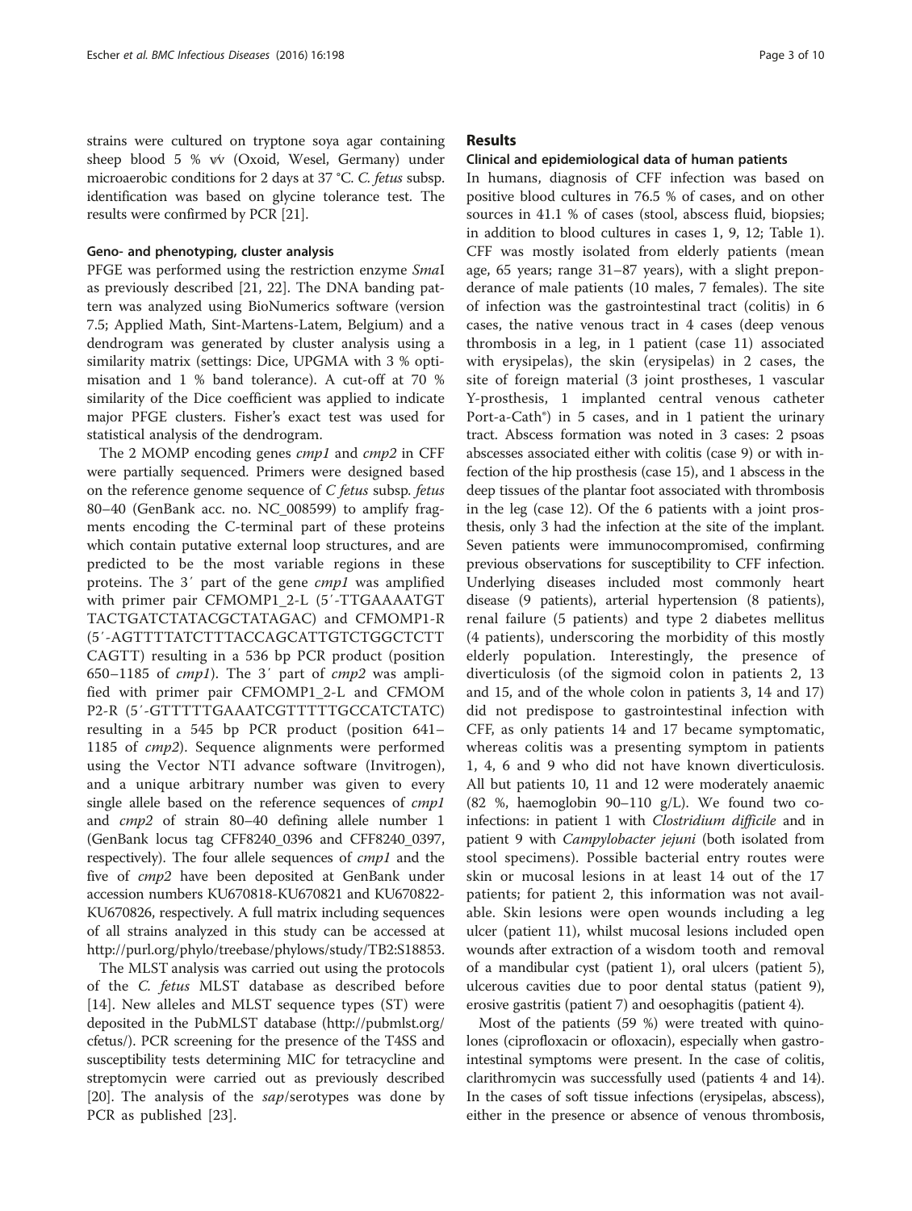strains were cultured on tryptone soya agar containing sheep blood 5 % v⁄v (Oxoid, Wesel, Germany) under microaerobic conditions for 2 days at 37 °C. *C. fetus* subsp. identification was based on glycine tolerance test. The results were confirmed by PCR [21].

#### Geno- and phenotyping, cluster analysis

PFGE was performed using the restriction enzyme *Sma*I as previously described [21, 22]. The DNA banding pattern was analyzed using BioNumerics software (version 7.5; Applied Math, Sint-Martens-Latem, Belgium) and a dendrogram was generated by cluster analysis using a similarity matrix (settings: Dice, UPGMA with 3 % optimisation and 1 % band tolerance). A cut-off at 70 % similarity of the Dice coefficient was applied to indicate major PFGE clusters. Fisher's exact test was used for statistical analysis of the dendrogram.

The 2 MOMP encoding genes *cmp1* and *cmp2* in CFF were partially sequenced. Primers were designed based on the reference genome sequence of *C fetus* subsp. *fetus* 80–40 (GenBank acc. no. NC_008599) to amplify fragments encoding the C-terminal part of these proteins which contain putative external loop structures, and are predicted to be the most variable regions in these proteins. The 3′ part of the gene *cmp1* was amplified with primer pair CFMOMP1_2-L (5′-TTGAAAATGTTACTGATCTATACGCTATAGAC) and CFMOMP1-R (5′-AGTTTTATCTTTACCAGCATTGTCTGGCTCTTCAGTT) resulting in a 536 bp PCR product (position 650–1185 of *cmp1*). The 3′ part of *cmp2* was amplified with primer pair CFMOMP1_2-L and CFMOMP2-R (5′-GTTTTTGAAATCGTTTTTGCCATCTATC) resulting in a 545 bp PCR product (position 641–1185 of *cmp2*). Sequence alignments were performed using the Vector NTI advance software (Invitrogen), and a unique arbitrary number was given to every single allele based on the reference sequences of *cmp1* and *cmp2* of strain 80–40 defining allele number 1 (GenBank locus tag CFF8240_0396 and CFF8240_0397, respectively). The four allele sequences of *cmp1* and the five of *cmp2* have been deposited at GenBank under accession numbers KU670818-KU670821 and KU670822-KU670826, respectively. A full matrix including sequences of all strains analyzed in this study can be accessed at http://purl.org/phylo/treebase/phylows/study/TB2:S18853.

The MLST analysis was carried out using the protocols of the *C. fetus* MLST database as described before [14]. New alleles and MLST sequence types (ST) were deposited in the PubMLST database (http://pubmlst.org/cfetus/). PCR screening for the presence of the T4SS and susceptibility tests determining MIC for tetracycline and streptomycin were carried out as previously described [20]. The analysis of the *sap*/serotypes was done by PCR as published [23].

## Results

#### Clinical and epidemiological data of human patients

In humans, diagnosis of CFF infection was based on positive blood cultures in 76.5 % of cases, and on other sources in 41.1 % of cases (stool, abscess fluid, biopsies; in addition to blood cultures in cases 1, 9, 12; Table 1). CFF was mostly isolated from elderly patients (mean age, 65 years; range 31–87 years), with a slight preponderance of male patients (10 males, 7 females). The site of infection was the gastrointestinal tract (colitis) in 6 cases, the native venous tract in 4 cases (deep venous thrombosis in a leg, in 1 patient (case 11) associated with erysipelas), the skin (erysipelas) in 2 cases, the site of foreign material (3 joint prostheses, 1 vascular Y-prosthesis, 1 implanted central venous catheter Port-a-Cath®) in 5 cases, and in 1 patient the urinary tract. Abscess formation was noted in 3 cases: 2 psoas abscesses associated either with colitis (case 9) or with infection of the hip prosthesis (case 15), and 1 abscess in the deep tissues of the plantar foot associated with thrombosis in the leg (case 12). Of the 6 patients with a joint prosthesis, only 3 had the infection at the site of the implant. Seven patients were immunocompromised, confirming previous observations for susceptibility to CFF infection. Underlying diseases included most commonly heart disease (9 patients), arterial hypertension (8 patients), renal failure (5 patients) and type 2 diabetes mellitus (4 patients), underscoring the morbidity of this mostly elderly population. Interestingly, the presence of diverticulosis (of the sigmoid colon in patients 2, 13 and 15, and of the whole colon in patients 3, 14 and 17) did not predispose to gastrointestinal infection with CFF, as only patients 14 and 17 became symptomatic, whereas colitis was a presenting symptom in patients 1, 4, 6 and 9 who did not have known diverticulosis. All but patients 10, 11 and 12 were moderately anaemic (82 %, haemoglobin 90–110 g/L). We found two co-infections: in patient 1 with *Clostridium difficile* and in patient 9 with *Campylobacter jejuni* (both isolated from stool specimens). Possible bacterial entry routes were skin or mucosal lesions in at least 14 out of the 17 patients; for patient 2, this information was not available. Skin lesions were open wounds including a leg ulcer (patient 11), whilst mucosal lesions included open wounds after extraction of a wisdom tooth and removal of a mandibular cyst (patient 1), oral ulcers (patient 5), ulcerous cavities due to poor dental status (patient 9), erosive gastritis (patient 7) and oesophagitis (patient 4).

Most of the patients (59 %) were treated with quinolones (ciprofloxacin or ofloxacin), especially when gastrointestinal symptoms were present. In the case of colitis, clarithromycin was successfully used (patients 4 and 14). In the cases of soft tissue infections (erysipelas, abscess), either in the presence or absence of venous thrombosis,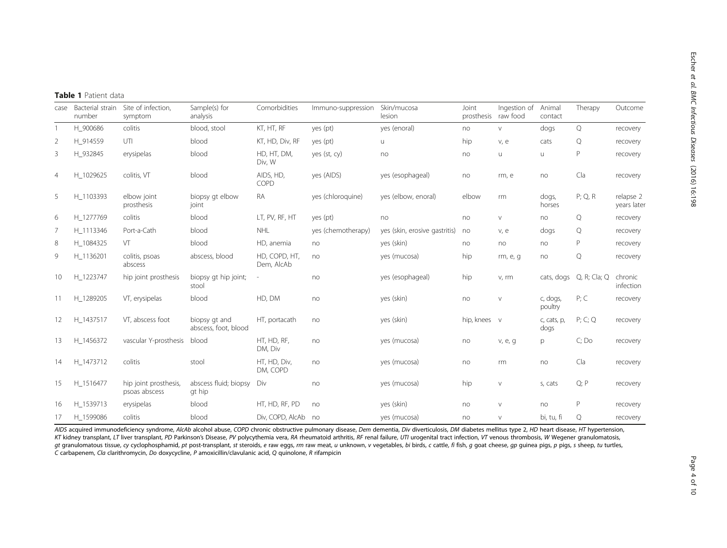**Table 1** Patient data

| case | Bacterial strain number | Site of infection, symptom | Sample(s) for analysis | Comorbidities | Immuno-suppression | Skin/mucosa lesion | Joint prosthesis | Ingestion of raw food | Animal contact | Therapy | Outcome |
|---|---|---|---|---|---|---|---|---|---|---|---|
| 1 | H_900686 | colitis | blood, stool | KT, HT, RF | yes (pt) | yes (enoral) | no | v | dogs | Q | recovery |
| 2 | H_914559 | UTI | blood | KT, HD, Div, RF | yes (pt) | u | hip | v, e | cats | Q | recovery |
| 3 | H_932845 | erysipelas | blood | HD, HT, DM, Div, W | yes (st, cy) | no | no | u | u | P | recovery |
| 4 | H_1029625 | colitis, VT | blood | AIDS, HD, COPD | yes (AIDS) | yes (esophageal) | no | rm, e | no | Cla | recovery |
| 5 | H_1103393 | elbow joint prosthesis | biopsy gt elbow joint | RA | yes (chloroquine) | yes (elbow, enoral) | elbow | rm | dogs, horses | P; Q, R | relapse 2 years later |
| 6 | H_1277769 | colitis | blood | LT, PV, RF, HT | yes (pt) | no | no | v | no | Q | recovery |
| 7 | H_1113346 | Port-a-Cath | blood | NHL | yes (chemotherapy) | yes (skin, erosive gastritis) | no | v, e | dogs | Q | recovery |
| 8 | H_1084325 | VT | blood | HD, anemia | no | yes (skin) | no | no | no | P | recovery |
| 9 | H_1136201 | colitis, psoas abscess | abscess, blood | HD, COPD, HT, Dem, AlcAb | no | yes (mucosa) | hip | rm, e, g | no | Q | recovery |
| 10 | H_1223747 | hip joint prosthesis | biopsy gt hip joint; stool | - | no | yes (esophageal) | hip | v, rm | cats, dogs | Q, R; Cla; Q | chronic infection |
| 11 | H_1289205 | VT, erysipelas | blood | HD, DM | no | yes (skin) | no | v | c, dogs, poultry | P; C | recovery |
| 12 | H_1437517 | VT, abscess foot | biopsy gt and abscess, foot, blood | HT, portacath | no | yes (skin) | hip, knees | v | c, cats, p, dogs | P; C; Q | recovery |
| 13 | H_1456372 | vascular Y-prosthesis | blood | HT, HD, RF, DM, Div | no | yes (mucosa) | no | v, e, g | p | C; Do | recovery |
| 14 | H_1473712 | colitis | stool | HT, HD, Div, DM, COPD | no | yes (mucosa) | no | rm | no | Cla | recovery |
| 15 | H_1516477 | hip joint prosthesis, psoas abscess | abscess fluid; biopsy gt hip | Div | no | yes (mucosa) | hip | v | s, cats | Q; P | recovery |
| 16 | H_1539713 | erysipelas | blood | HT, HD, RF, PD | no | yes (skin) | no | v | no | P | recovery |
| 17 | H_1599086 | colitis | blood | Div, COPD, AlcAb | no | yes (mucosa) | no | v | bi, tu, fi | Q | recovery |

*AIDS* acquired immunodeficiency syndrome, *AlcAb* alcohol abuse, *COPD* chronic obstructive pulmonary disease, *Dem* dementia, *Div* diverticulosis, *DM* diabetes mellitus type 2, *HD* heart disease, *HT* hypertension, *KT* kidney transplant, *LT* liver transplant, *PD* Parkinson's Disease, *PV* polycythemia vera, *RA* rheumatoid arthritis, *RF* renal failure, *UTI* urogenital tract infection, *VT* venous thrombosis, *W* Wegener granulomatosis, *gt* granulomatous tissue, *cy* cyclophosphamid, *pt* post-transplant, *st* steroids, *e* raw eggs, *rm* raw meat, *u* unknown, *v* vegetables, *bi* birds, *c* cattle, *fi* fish, *g* goat cheese, *gp* guinea pigs, *p* pigs, *s* sheep, *tu* turtles, *C* carbapenem, *Cla* clarithromycin, *Do* doxycycline, *P* amoxicillin/clavulanic acid, *Q* quinolone, *R* rifampicin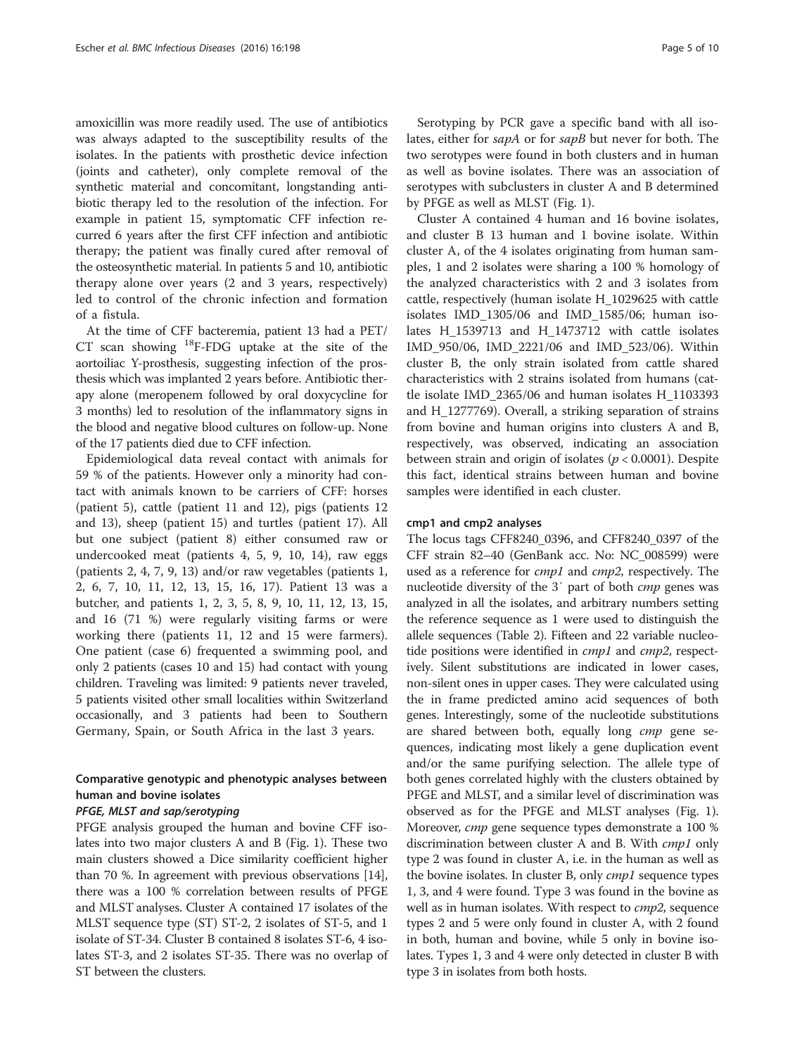amoxicillin was more readily used. The use of antibiotics was always adapted to the susceptibility results of the isolates. In the patients with prosthetic device infection (joints and catheter), only complete removal of the synthetic material and concomitant, longstanding antibiotic therapy led to the resolution of the infection. For example in patient 15, symptomatic CFF infection recurred 6 years after the first CFF infection and antibiotic therapy; the patient was finally cured after removal of the osteosynthetic material. In patients 5 and 10, antibiotic therapy alone over years (2 and 3 years, respectively) led to control of the chronic infection and formation of a fistula.

At the time of CFF bacteremia, patient 13 had a PET/CT scan showing $^{18}$F-FDG uptake at the site of the aortoiliac Y-prosthesis, suggesting infection of the prosthesis which was implanted 2 years before. Antibiotic therapy alone (meropenem followed by oral doxycycline for 3 months) led to resolution of the inflammatory signs in the blood and negative blood cultures on follow-up. None of the 17 patients died due to CFF infection.

Epidemiological data reveal contact with animals for 59 % of the patients. However only a minority had contact with animals known to be carriers of CFF: horses (patient 5), cattle (patient 11 and 12), pigs (patients 12 and 13), sheep (patient 15) and turtles (patient 17). All but one subject (patient 8) either consumed raw or undercooked meat (patients 4, 5, 9, 10, 14), raw eggs (patients 2, 4, 7, 9, 13) and/or raw vegetables (patients 1, 2, 6, 7, 10, 11, 12, 13, 15, 16, 17). Patient 13 was a butcher, and patients 1, 2, 3, 5, 8, 9, 10, 11, 12, 13, 15, and 16 (71 %) were regularly visiting farms or were working there (patients 11, 12 and 15 were farmers). One patient (case 6) frequented a swimming pool, and only 2 patients (cases 10 and 15) had contact with young children. Traveling was limited: 9 patients never traveled, 5 patients visited other small localities within Switzerland occasionally, and 3 patients had been to Southern Germany, Spain, or South Africa in the last 3 years.

## Comparative genotypic and phenotypic analyses between human and bovine isolates

### PFGE, MLST and sap/serotyping

PFGE analysis grouped the human and bovine CFF isolates into two major clusters A and B (Fig. 1). These two main clusters showed a Dice similarity coefficient higher than 70 %. In agreement with previous observations [14], there was a 100 % correlation between results of PFGE and MLST analyses. Cluster A contained 17 isolates of the MLST sequence type (ST) ST-2, 2 isolates of ST-5, and 1 isolate of ST-34. Cluster B contained 8 isolates ST-6, 4 isolates ST-3, and 2 isolates ST-35. There was no overlap of ST between the clusters.

Serotyping by PCR gave a specific band with all isolates, either for *sapA* or for *sapB* but never for both. The two serotypes were found in both clusters and in human as well as bovine isolates. There was an association of serotypes with subclusters in cluster A and B determined by PFGE as well as MLST (Fig. 1).

Cluster A contained 4 human and 16 bovine isolates, and cluster B 13 human and 1 bovine isolate. Within cluster A, of the 4 isolates originating from human samples, 1 and 2 isolates were sharing a 100 % homology of the analyzed characteristics with 2 and 3 isolates from cattle, respectively (human isolate H_1029625 with cattle isolates IMD_1305/06 and IMD_1585/06; human isolates H_1539713 and H_1473712 with cattle isolates IMD_950/06, IMD_2221/06 and IMD_523/06). Within cluster B, the only strain isolated from cattle shared characteristics with 2 strains isolated from humans (cattle isolate IMD_2365/06 and human isolates H_1103393 and H_1277769). Overall, a striking separation of strains from bovine and human origins into clusters A and B, respectively, was observed, indicating an association between strain and origin of isolates ($p < 0.0001$). Despite this fact, identical strains between human and bovine samples were identified in each cluster.

### cmp1 and cmp2 analyses

The locus tags CFF8240_0396, and CFF8240_0397 of the CFF strain 82–40 (GenBank acc. No: NC_008599) were used as a reference for *cmp1* and *cmp2*, respectively. The nucleotide diversity of the 3′ part of both *cmp* genes was analyzed in all the isolates, and arbitrary numbers setting the reference sequence as 1 were used to distinguish the allele sequences (Table 2). Fifteen and 22 variable nucleotide positions were identified in *cmp1* and *cmp2*, respectively. Silent substitutions are indicated in lower cases, non-silent ones in upper cases. They were calculated using the in frame predicted amino acid sequences of both genes. Interestingly, some of the nucleotide substitutions are shared between both, equally long *cmp* gene sequences, indicating most likely a gene duplication event and/or the same purifying selection. The allele type of both genes correlated highly with the clusters obtained by PFGE and MLST, and a similar level of discrimination was observed as for the PFGE and MLST analyses (Fig. 1). Moreover, *cmp* gene sequence types demonstrate a 100 % discrimination between cluster A and B. With *cmp1* only type 2 was found in cluster A, i.e. in the human as well as the bovine isolates. In cluster B, only *cmp1* sequence types 1, 3, and 4 were found. Type 3 was found in the bovine as well as in human isolates. With respect to *cmp2*, sequence types 2 and 5 were only found in cluster A, with 2 found in both, human and bovine, while 5 only in bovine isolates. Types 1, 3 and 4 were only detected in cluster B with type 3 in isolates from both hosts.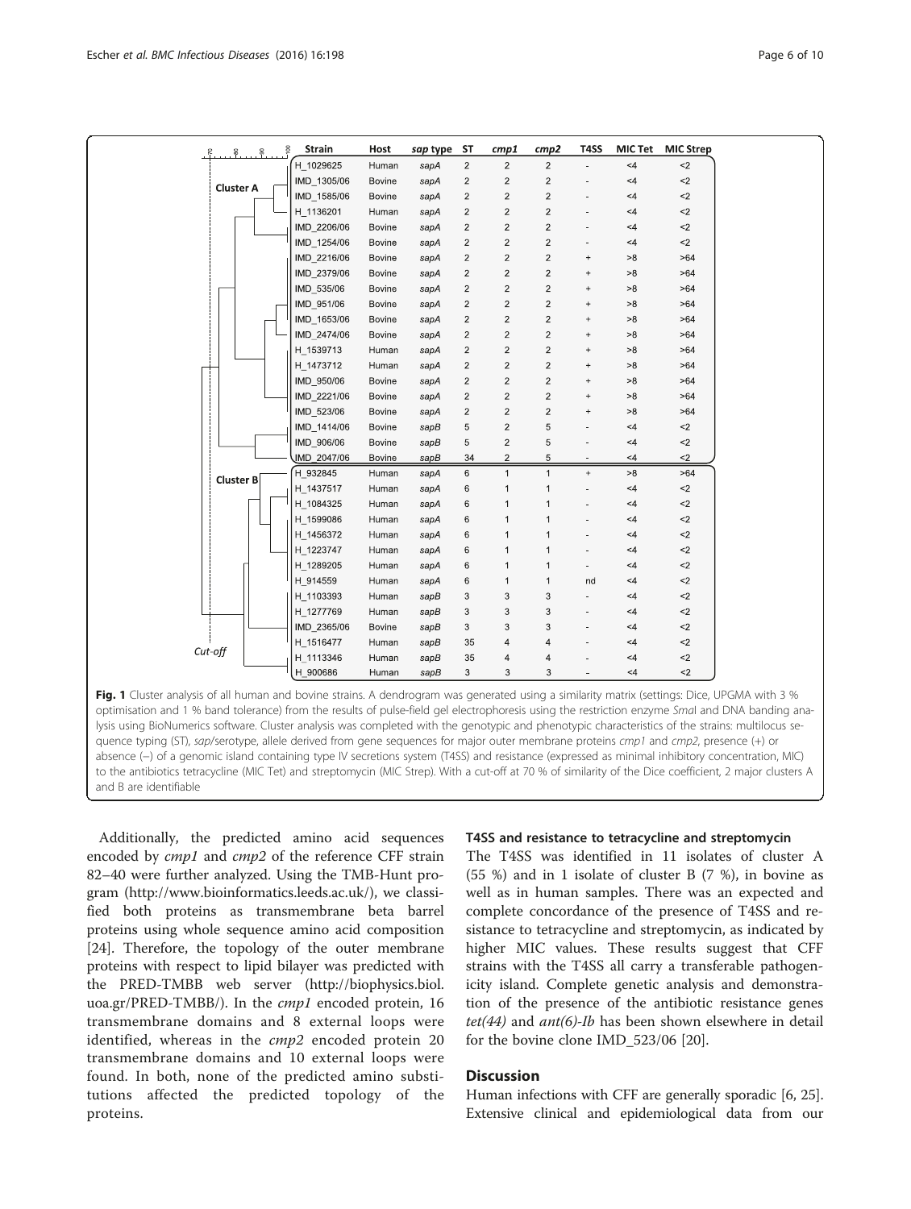| Strain | Host | *sap* type | ST | *cmp1* | *cmp2* | T4SS | MIC Tet | MIC Strep |
|---|---|---|---|---|---|---|---|---|
| H_1029625 | Human | sapA | 2 | 2 | 2 | - | <4 | <2 |
| IMD_1305/06 | Bovine | sapA | 2 | 2 | 2 | - | <4 | <2 |
| IMD_1585/06 | Bovine | sapA | 2 | 2 | 2 | - | <4 | <2 |
| H_1136201 | Human | sapA | 2 | 2 | 2 | - | <4 | <2 |
| IMD_2206/06 | Bovine | sapA | 2 | 2 | 2 | - | <4 | <2 |
| IMD_1254/06 | Bovine | sapA | 2 | 2 | 2 | - | <4 | <2 |
| IMD_2216/06 | Bovine | sapA | 2 | 2 | 2 | + | >8 | >64 |
| IMD_2379/06 | Bovine | sapA | 2 | 2 | 2 | + | >8 | >64 |
| IMD_535/06 | Bovine | sapA | 2 | 2 | 2 | + | >8 | >64 |
| IMD_951/06 | Bovine | sapA | 2 | 2 | 2 | + | >8 | >64 |
| IMD_1653/06 | Bovine | sapA | 2 | 2 | 2 | + | >8 | >64 |
| IMD_2474/06 | Bovine | sapA | 2 | 2 | 2 | + | >8 | >64 |
| H_1539713 | Human | sapA | 2 | 2 | 2 | + | >8 | >64 |
| H_1473712 | Human | sapA | 2 | 2 | 2 | + | >8 | >64 |
| IMD_950/06 | Bovine | sapA | 2 | 2 | 2 | + | >8 | >64 |
| IMD_2221/06 | Bovine | sapA | 2 | 2 | 2 | + | >8 | >64 |
| IMD_523/06 | Bovine | sapA | 2 | 2 | 2 | + | >8 | >64 |
| IMD_1414/06 | Bovine | sapB | 5 | 2 | 5 | - | <4 | <2 |
| IMD_906/06 | Bovine | sapB | 5 | 2 | 5 | - | <4 | <2 |
| IMD_2047/06 | Bovine | sapB | 34 | 2 | 5 | - | <4 | <2 |
| H_932845 | Human | sapA | 6 | 1 | 1 | + | >8 | >64 |
| H_1437517 | Human | sapA | 6 | 1 | 1 | - | <4 | <2 |
| H_1084325 | Human | sapA | 6 | 1 | 1 | - | <4 | <2 |
| H_1599086 | Human | sapA | 6 | 1 | 1 | - | <4 | <2 |
| H_1456372 | Human | sapA | 6 | 1 | 1 | - | <4 | <2 |
| H_1223747 | Human | sapA | 6 | 1 | 1 | - | <4 | <2 |
| H_1289205 | Human | sapA | 6 | 1 | 1 | - | <4 | <2 |
| H_914559 | Human | sapA | 6 | 1 | 1 | nd | <4 | <2 |
| H_1103393 | Human | sapB | 3 | 3 | 3 | - | <4 | <2 |
| H_1277769 | Human | sapB | 3 | 3 | 3 | - | <4 | <2 |
| IMD_2365/06 | Bovine | sapB | 3 | 3 | 3 | - | <4 | <2 |
| H_1516477 | Human | sapB | 35 | 4 | 4 | - | <4 | <2 |
| H_1113346 | Human | sapB | 35 | 4 | 4 | - | <4 | <2 |
| H_900686 | Human | sapB | 3 | 3 | 3 | - | <4 | <2 |

**Fig. 1** Cluster analysis of all human and bovine strains. A dendrogram was generated using a similarity matrix (settings: Dice, UPGMA with 3 % optimisation and 1 % band tolerance) from the results of pulse-field gel electrophoresis using the restriction enzyme *Sma*I and DNA banding analysis using BioNumerics software. Cluster analysis was completed with the genotypic and phenotypic characteristics of the strains: multilocus sequence typing (ST), *sap*/serotype, allele derived from gene sequences for major outer membrane proteins *cmp1* and *cmp2*, presence (+) or absence (−) of a genomic island containing type IV secretions system (T4SS) and resistance (expressed as minimal inhibitory concentration, MIC) to the antibiotics tetracycline (MIC Tet) and streptomycin (MIC Strep). With a cut-off at 70 % of similarity of the Dice coefficient, 2 major clusters A and B are identifiable

Additionally, the predicted amino acid sequences encoded by *cmp1* and *cmp2* of the reference CFF strain 82–40 were further analyzed. Using the TMB-Hunt program (http://www.bioinformatics.leeds.ac.uk/), we classified both proteins as transmembrane beta barrel proteins using whole sequence amino acid composition [24]. Therefore, the topology of the outer membrane proteins with respect to lipid bilayer was predicted with the PRED-TMBB web server (http://biophysics.biol.uoa.gr/PRED-TMBB/). In the *cmp1* encoded protein, 16 transmembrane domains and 8 external loops were identified, whereas in the *cmp2* encoded protein 20 transmembrane domains and 10 external loops were found. In both, none of the predicted amino substitutions affected the predicted topology of the proteins.

### T4SS and resistance to tetracycline and streptomycin

The T4SS was identified in 11 isolates of cluster A (55 %) and in 1 isolate of cluster B (7 %), in bovine as well as in human samples. There was an expected and complete concordance of the presence of T4SS and resistance to tetracycline and streptomycin, as indicated by higher MIC values. These results suggest that CFF strains with the T4SS all carry a transferable pathogenicity island. Complete genetic analysis and demonstration of the presence of the antibiotic resistance genes *tet(44)* and *ant(6)-Ib* has been shown elsewhere in detail for the bovine clone IMD_523/06 [20].

## Discussion

Human infections with CFF are generally sporadic [6, 25]. Extensive clinical and epidemiological data from our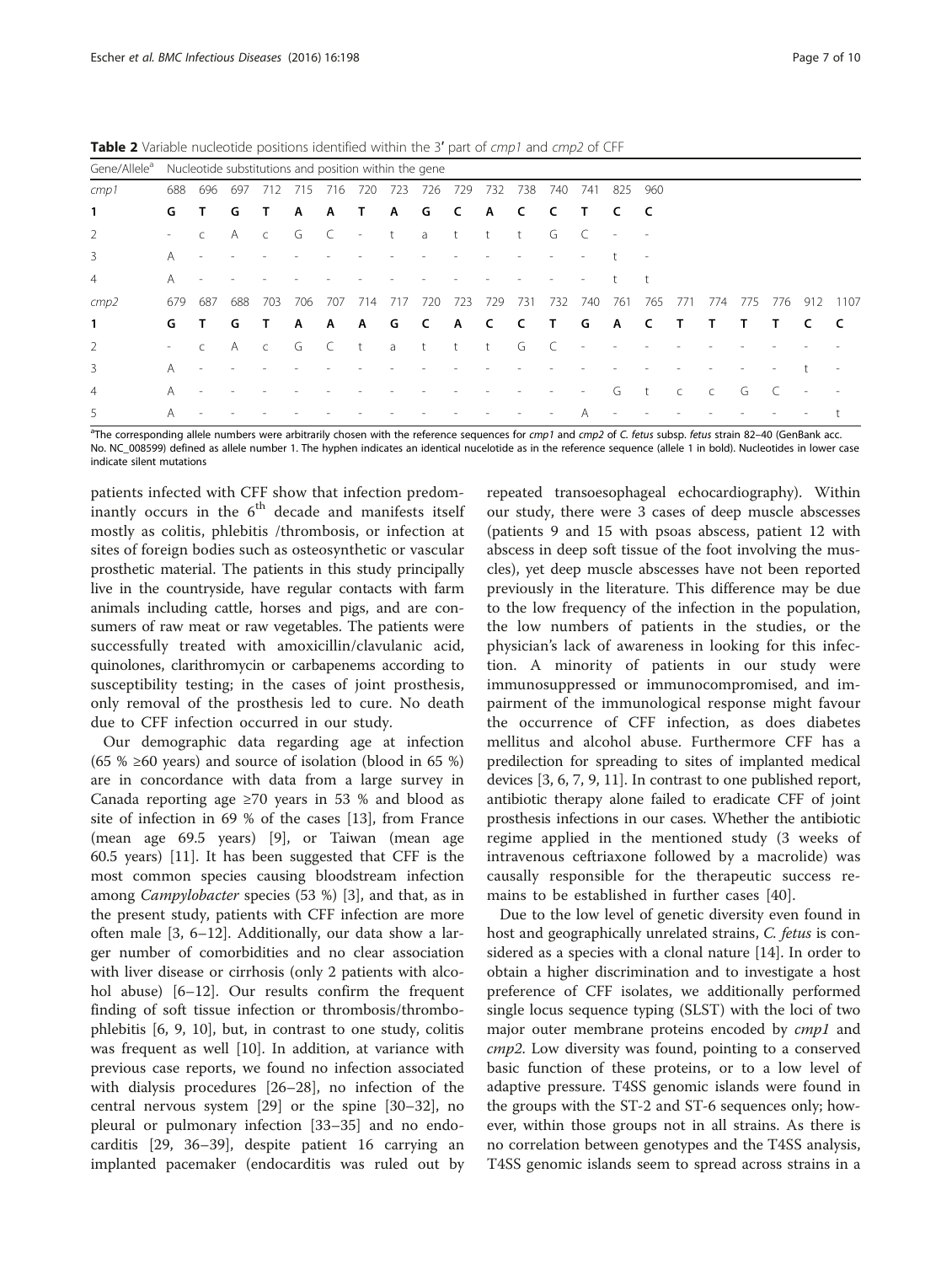**Table 2** Variable nucleotide positions identified within the 3′ part of *cmp1* and *cmp2* of CFF

| Gene/Allele[a] | Nucleotide substitutions and position within the gene | | | | | | | | | | | | | | | | | | | | | |
|---|---|---|---|---|---|---|---|---|---|---|---|---|---|---|---|---|---|---|---|---|---|---|
| *cmp1* | 688 | 696 | 697 | 712 | 715 | 716 | 720 | 723 | 726 | 729 | 732 | 738 | 740 | 741 | 825 | 960 | | | | | | |
| **1** | **G** | **T** | **G** | **T** | **A** | **A** | **T** | **A** | **G** | **C** | **A** | **C** | **C** | **T** | **C** | **C** | | | | | | |
| 2 | - | c | A | c | G | C | - | t | a | t | t | t | G | C | - | - | | | | | | |
| 3 | A | - | - | - | - | - | - | - | - | - | - | - | - | - | t | - | | | | | | |
| 4 | A | - | - | - | - | - | - | - | - | - | - | - | - | - | t | t | | | | | | |
| *cmp2* | 679 | 687 | 688 | 703 | 706 | 707 | 714 | 717 | 720 | 723 | 729 | 731 | 732 | 740 | 761 | 765 | 771 | 774 | 775 | 776 | 912 | 1107 |
| **1** | **G** | **T** | **G** | **T** | **A** | **A** | **A** | **G** | **C** | **A** | **C** | **C** | **T** | **G** | **A** | **C** | **T** | **T** | **T** | **T** | **C** | **C** |
| 2 | - | c | A | c | G | C | t | a | t | t | t | G | C | - | - | - | - | - | - | - | - | - |
| 3 | A | - | - | - | - | - | - | - | - | - | - | - | - | - | - | - | - | - | - | - | t | - |
| 4 | A | - | - | - | - | - | - | - | - | - | - | - | - | - | G | t | c | c | G | C | - | - |
| 5 | A | - | - | - | - | - | - | - | - | - | - | - | - | A | - | - | - | - | - | - | - | t |

[a]The corresponding allele numbers were arbitrarily chosen with the reference sequences for *cmp1* and *cmp2* of *C. fetus* subsp. *fetus* strain 82–40 (GenBank acc. No. NC_008599) defined as allele number 1. The hyphen indicates an identical nucelotide as in the reference sequence (allele 1 in bold). Nucleotides in lower case indicate silent mutations

patients infected with CFF show that infection predominantly occurs in the 6[th] decade and manifests itself mostly as colitis, phlebitis /thrombosis, or infection at sites of foreign bodies such as osteosynthetic or vascular prosthetic material. The patients in this study principally live in the countryside, have regular contacts with farm animals including cattle, horses and pigs, and are consumers of raw meat or raw vegetables. The patients were successfully treated with amoxicillin/clavulanic acid, quinolones, clarithromycin or carbapenems according to susceptibility testing; in the cases of joint prosthesis, only removal of the prosthesis led to cure. No death due to CFF infection occurred in our study.

Our demographic data regarding age at infection (65 % ≥60 years) and source of isolation (blood in 65 %) are in concordance with data from a large survey in Canada reporting age ≥70 years in 53 % and blood as site of infection in 69 % of the cases [13], from France (mean age 69.5 years) [9], or Taiwan (mean age 60.5 years) [11]. It has been suggested that CFF is the most common species causing bloodstream infection among *Campylobacter* species (53 %) [3], and that, as in the present study, patients with CFF infection are more often male [3, 6–12]. Additionally, our data show a larger number of comorbidities and no clear association with liver disease or cirrhosis (only 2 patients with alcohol abuse) [6–12]. Our results confirm the frequent finding of soft tissue infection or thrombosis/thrombophlebitis [6, 9, 10], but, in contrast to one study, colitis was frequent as well [10]. In addition, at variance with previous case reports, we found no infection associated with dialysis procedures [26–28], no infection of the central nervous system [29] or the spine [30–32], no pleural or pulmonary infection [33–35] and no endocarditis [29, 36–39], despite patient 16 carrying an implanted pacemaker (endocarditis was ruled out by repeated transoesophageal echocardiography). Within our study, there were 3 cases of deep muscle abscesses (patients 9 and 15 with psoas abscess, patient 12 with abscess in deep soft tissue of the foot involving the muscles), yet deep muscle abscesses have not been reported previously in the literature. This difference may be due to the low frequency of the infection in the population, the low numbers of patients in the studies, or the physician's lack of awareness in looking for this infection. A minority of patients in our study were immunosuppressed or immunocompromised, and impairment of the immunological response might favour the occurrence of CFF infection, as does diabetes mellitus and alcohol abuse. Furthermore CFF has a predilection for spreading to sites of implanted medical devices [3, 6, 7, 9, 11]. In contrast to one published report, antibiotic therapy alone failed to eradicate CFF of joint prosthesis infections in our cases. Whether the antibiotic regime applied in the mentioned study (3 weeks of intravenous ceftriaxone followed by a macrolide) was causally responsible for the therapeutic success remains to be established in further cases [40].

Due to the low level of genetic diversity even found in host and geographically unrelated strains, *C. fetus* is considered as a species with a clonal nature [14]. In order to obtain a higher discrimination and to investigate a host preference of CFF isolates, we additionally performed single locus sequence typing (SLST) with the loci of two major outer membrane proteins encoded by *cmp1* and *cmp2*. Low diversity was found, pointing to a conserved basic function of these proteins, or to a low level of adaptive pressure. T4SS genomic islands were found in the groups with the ST-2 and ST-6 sequences only; however, within those groups not in all strains. As there is no correlation between genotypes and the T4SS analysis, T4SS genomic islands seem to spread across strains in a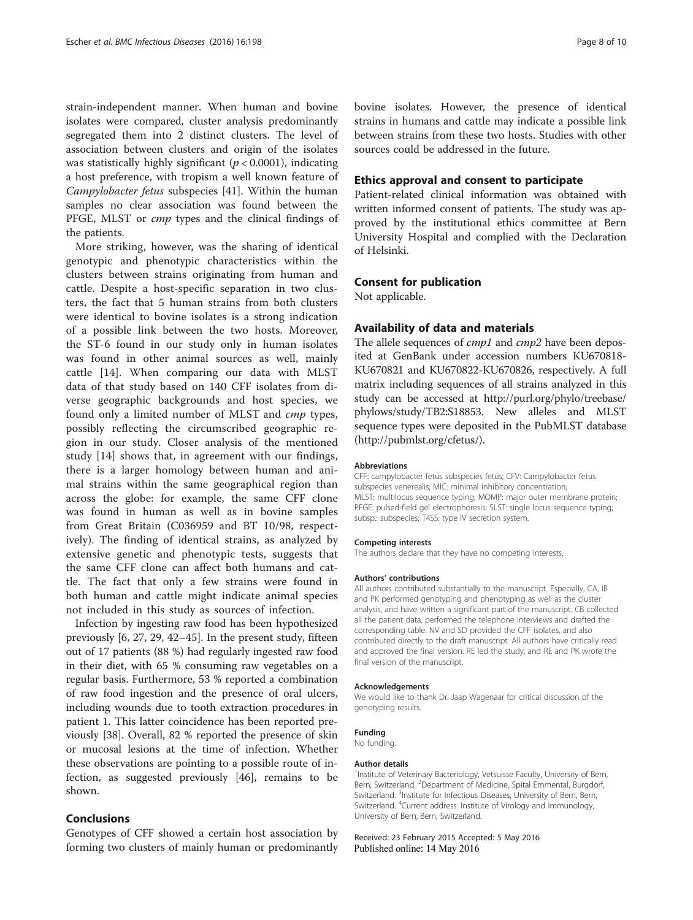strain-independent manner. When human and bovine isolates were compared, cluster analysis predominantly segregated them into 2 distinct clusters. The level of association between clusters and origin of the isolates was statistically highly significant ($p < 0.0001$), indicating a host preference, with tropism a well known feature of *Campylobacter fetus* subspecies [41]. Within the human samples no clear association was found between the PFGE, MLST or *cmp* types and the clinical findings of the patients.

More striking, however, was the sharing of identical genotypic and phenotypic characteristics within the clusters between strains originating from human and cattle. Despite a host-specific separation in two clusters, the fact that 5 human strains from both clusters were identical to bovine isolates is a strong indication of a possible link between the two hosts. Moreover, the ST-6 found in our study only in human isolates was found in other animal sources as well, mainly cattle [14]. When comparing our data with MLST data of that study based on 140 CFF isolates from diverse geographic backgrounds and host species, we found only a limited number of MLST and *cmp* types, possibly reflecting the circumscribed geographic region in our study. Closer analysis of the mentioned study [14] shows that, in agreement with our findings, there is a larger homology between human and animal strains within the same geographical region than across the globe: for example, the same CFF clone was found in human as well as in bovine samples from Great Britain (C036959 and BT 10/98, respectively). The finding of identical strains, as analyzed by extensive genetic and phenotypic tests, suggests that the same CFF clone can affect both humans and cattle. The fact that only a few strains were found in both human and cattle might indicate animal species not included in this study as sources of infection.

Infection by ingesting raw food has been hypothesized previously [6, 27, 29, 42–45]. In the present study, fifteen out of 17 patients (88 %) had regularly ingested raw food in their diet, with 65 % consuming raw vegetables on a regular basis. Furthermore, 53 % reported a combination of raw food ingestion and the presence of oral ulcers, including wounds due to tooth extraction procedures in patient 1. This latter coincidence has been reported previously [38]. Overall, 82 % reported the presence of skin or mucosal lesions at the time of infection. Whether these observations are pointing to a possible route of infection, as suggested previously [46], remains to be shown.

## Conclusions

Genotypes of CFF showed a certain host association by forming two clusters of mainly human or predominantly bovine isolates. However, the presence of identical strains in humans and cattle may indicate a possible link between strains from these two hosts. Studies with other sources could be addressed in the future.

## Ethics approval and consent to participate

Patient-related clinical information was obtained with written informed consent of patients. The study was approved by the institutional ethics committee at Bern University Hospital and complied with the Declaration of Helsinki.

## Consent for publication

Not applicable.

## Availability of data and materials

The allele sequences of *cmp1* and *cmp2* have been deposited at GenBank under accession numbers KU670818-KU670821 and KU670822-KU670826, respectively. A full matrix including sequences of all strains analyzed in this study can be accessed at http://purl.org/phylo/treebase/phylows/study/TB2:S18853. New alleles and MLST sequence types were deposited in the PubMLST database (http://pubmlst.org/cfetus/).

#### Abbreviations

CFF: campylobacter fetus subspecies fetus; CFV: Campylobacter fetus subspecies venerealis; MIC: minimal inhibitory concentration; MLST: multilocus sequence typing; MOMP: major outer membrane protein; PFGE: pulsed-field gel electrophoresis; SLST: single locus sequence typing; subsp.: subspecies; T4SS: type IV secretion system.

#### Competing interests

The authors declare that they have no competing interests.

#### Authors' contributions

All authors contributed substantially to the manuscript. Especially, CA, IB and PK performed genotyping and phenotyping as well as the cluster analysis, and have written a significant part of the manuscript. CB collected all the patient data, performed the telephone interviews and drafted the corresponding table. NV and SD provided the CFF isolates, and also contributed directly to the draft manuscript. All authors have critically read and approved the final version. RE led the study, and RE and PK wrote the final version of the manuscript.

#### Acknowledgements

We would like to thank Dr. Jaap Wagenaar for critical discussion of the genotyping results.

#### Funding

No funding.

#### Author details

[1]Institute of Veterinary Bacteriology, Vetsuisse Faculty, University of Bern, Bern, Switzerland. [2]Department of Medicine, Spital Emmental, Burgdorf, Switzerland. [3]Institute for Infectious Diseases, University of Bern, Bern, Switzerland. [4]Current address: Institute of Virology and Immunology, University of Bern, Bern, Switzerland.

Received: 23 February 2015 Accepted: 5 May 2016
Published online: 14 May 2016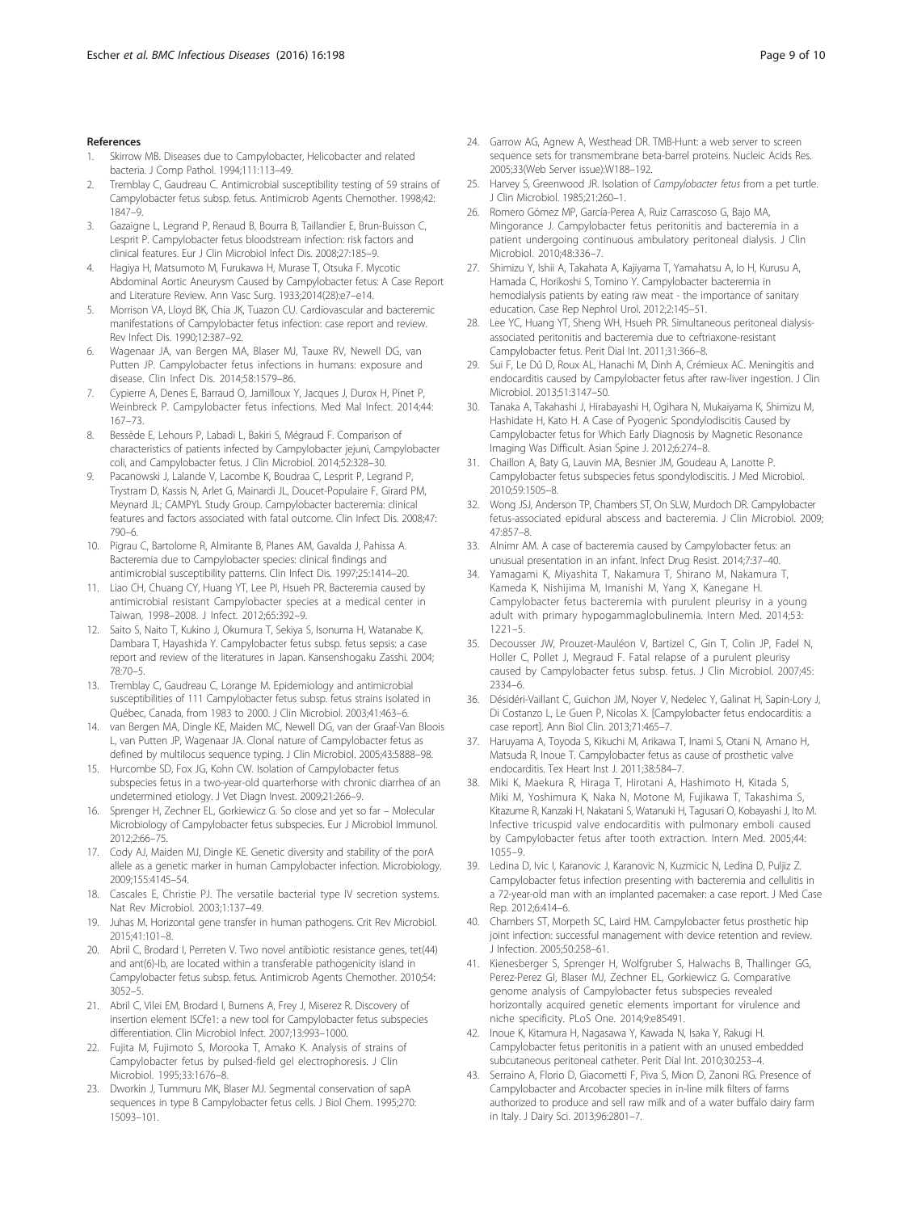## References

1. Skirrow MB. Diseases due to Campylobacter, Helicobacter and related bacteria. J Comp Pathol. 1994;111:113–49.
2. Tremblay C, Gaudreau C. Antimicrobial susceptibility testing of 59 strains of Campylobacter fetus subsp. fetus. Antimicrob Agents Chemother. 1998;42: 1847–9.
3. Gazaigne L, Legrand P, Renaud B, Bourra B, Taillandier E, Brun-Buisson C, Lesprit P. Campylobacter fetus bloodstream infection: risk factors and clinical features. Eur J Clin Microbiol Infect Dis. 2008;27:185–9.
4. Hagiya H, Matsumoto M, Furukawa H, Murase T, Otsuka F. Mycotic Abdominal Aortic Aneurysm Caused by Campylobacter fetus: A Case Report and Literature Review. Ann Vasc Surg. 1933;2014(28):e7–e14.
5. Morrison VA, Lloyd BK, Chia JK, Tuazon CU. Cardiovascular and bacteremic manifestations of Campylobacter fetus infection: case report and review. Rev Infect Dis. 1990;12:387–92.
6. Wagenaar JA, van Bergen MA, Blaser MJ, Tauxe RV, Newell DG, van Putten JP. Campylobacter fetus infections in humans: exposure and disease. Clin Infect Dis. 2014;58:1579–86.
7. Cypierre A, Denes E, Barraud O, Jamilloux Y, Jacques J, Durox H, Pinet P, Weinbreck P. Campylobacter fetus infections. Med Mal Infect. 2014;44: 167–73.
8. Bessède E, Lehours P, Labadi L, Bakiri S, Mégraud F. Comparison of characteristics of patients infected by Campylobacter jejuni, Campylobacter coli, and Campylobacter fetus. J Clin Microbiol. 2014;52:328–30.
9. Pacanowski J, Lalande V, Lacombe K, Boudraa C, Lesprit P, Legrand P, Trystram D, Kassis N, Arlet G, Mainardi JL, Doucet-Populaire F, Girard PM, Meynard JL; CAMPYL Study Group. Campylobacter bacteremia: clinical features and factors associated with fatal outcome. Clin Infect Dis. 2008;47: 790–6.
10. Pigrau C, Bartolome R, Almirante B, Planes AM, Gavalda J, Pahissa A. Bacteremia due to Campylobacter species: clinical findings and antimicrobial susceptibility patterns. Clin Infect Dis. 1997;25:1414–20.
11. Liao CH, Chuang CY, Huang YT, Lee PI, Hsueh PR. Bacteremia caused by antimicrobial resistant Campylobacter species at a medical center in Taiwan, 1998–2008. J Infect. 2012;65:392–9.
12. Saito S, Naito T, Kukino J, Okumura T, Sekiya S, Isonuma H, Watanabe K, Dambara T, Hayashida Y. Campylobacter fetus subsp. fetus sepsis: a case report and review of the literatures in Japan. Kansenshogaku Zasshi. 2004; 78:70–5.
13. Tremblay C, Gaudreau C, Lorange M. Epidemiology and antimicrobial susceptibilities of 111 Campylobacter fetus subsp. fetus strains isolated in Québec, Canada, from 1983 to 2000. J Clin Microbiol. 2003;41:463–6.
14. van Bergen MA, Dingle KE, Maiden MC, Newell DG, van der Graaf-Van Bloois L, van Putten JP, Wagenaar JA. Clonal nature of Campylobacter fetus as defined by multilocus sequence typing. J Clin Microbiol. 2005;43:5888–98.
15. Hurcombe SD, Fox JG, Kohn CW. Isolation of Campylobacter fetus subspecies fetus in a two-year-old quarterhorse with chronic diarrhea of an undetermined etiology. J Vet Diagn Invest. 2009;21:266–9.
16. Sprenger H, Zechner EL, Gorkiewicz G. So close and yet so far – Molecular Microbiology of Campylobacter fetus subspecies. Eur J Microbiol Immunol. 2012;2:66–75.
17. Cody AJ, Maiden MJ, Dingle KE. Genetic diversity and stability of the porA allele as a genetic marker in human Campylobacter infection. Microbiology. 2009;155:4145–54.
18. Cascales E, Christie PJ. The versatile bacterial type IV secretion systems. Nat Rev Microbiol. 2003;1:137–49.
19. Juhas M. Horizontal gene transfer in human pathogens. Crit Rev Microbiol. 2015;41:101–8.
20. Abril C, Brodard I, Perreten V. Two novel antibiotic resistance genes, tet(44) and ant(6)-Ib, are located within a transferable pathogenicity island in Campylobacter fetus subsp. fetus. Antimicrob Agents Chemother. 2010;54: 3052–5.
21. Abril C, Vilei EM, Brodard I, Burnens A, Frey J, Miserez R. Discovery of insertion element ISCfe1: a new tool for Campylobacter fetus subspecies differentiation. Clin Microbiol Infect. 2007;13:993–1000.
22. Fujita M, Fujimoto S, Morooka T, Amako K. Analysis of strains of Campylobacter fetus by pulsed-field gel electrophoresis. J Clin Microbiol. 1995;33:1676–8.
23. Dworkin J, Tummuru MK, Blaser MJ. Segmental conservation of sapA sequences in type B Campylobacter fetus cells. J Biol Chem. 1995;270: 15093–101.
24. Garrow AG, Agnew A, Westhead DR. TMB-Hunt: a web server to screen sequence sets for transmembrane beta-barrel proteins. Nucleic Acids Res. 2005;33(Web Server issue):W188–192.
25. Harvey S, Greenwood JR. Isolation of *Campylobacter fetus* from a pet turtle. J Clin Microbiol. 1985;21:260–1.
26. Romero Gómez MP, García-Perea A, Ruiz Carrascoso G, Bajo MA, Mingorance J. Campylobacter fetus peritonitis and bacteremia in a patient undergoing continuous ambulatory peritoneal dialysis. J Clin Microbiol. 2010;48:336–7.
27. Shimizu Y, Ishii A, Takahata A, Kajiyama T, Yamahatsu A, Io H, Kurusu A, Hamada C, Horikoshi S, Tomino Y. Campylobacter bacteremia in hemodialysis patients by eating raw meat - the importance of sanitary education. Case Rep Nephrol Urol. 2012;2:145–51.
28. Lee YC, Huang YT, Sheng WH, Hsueh PR. Simultaneous peritoneal dialysis-associated peritonitis and bacteremia due to ceftriaxone-resistant Campylobacter fetus. Perit Dial Int. 2011;31:366–8.
29. Sui F, Le Dû D, Roux AL, Hanachi M, Dinh A, Crémieux AC. Meningitis and endocarditis caused by Campylobacter fetus after raw-liver ingestion. J Clin Microbiol. 2013;51:3147–50.
30. Tanaka A, Takahashi J, Hirabayashi H, Ogihara N, Mukaiyama K, Shimizu M, Hashidate H, Kato H. A Case of Pyogenic Spondylodiscitis Caused by Campylobacter fetus for Which Early Diagnosis by Magnetic Resonance Imaging Was Difficult. Asian Spine J. 2012;6:274–8.
31. Chaillon A, Baty G, Lauvin MA, Besnier JM, Goudeau A, Lanotte P. Campylobacter fetus subspecies fetus spondylodiscitis. J Med Microbiol. 2010;59:1505–8.
32. Wong JSJ, Anderson TP, Chambers ST, On SLW, Murdoch DR. Campylobacter fetus-associated epidural abscess and bacteremia. J Clin Microbiol. 2009; 47:857–8.
33. Alnimr AM. A case of bacteremia caused by Campylobacter fetus: an unusual presentation in an infant. Infect Drug Resist. 2014;7:37–40.
34. Yamagami K, Miyashita T, Nakamura T, Shirano M, Nakamura T, Kameda K, Nishijima M, Imanishi M, Yang X, Kanegane H. Campylobacter fetus bacteremia with purulent pleurisy in a young adult with primary hypogammaglobulinemia. Intern Med. 2014;53: 1221–5.
35. Decousser JW, Prouzet-Mauléon V, Bartizel C, Gin T, Colin JP, Fadel N, Holler C, Pollet J, Megraud F. Fatal relapse of a purulent pleurisy caused by Campylobacter fetus subsp. fetus. J Clin Microbiol. 2007;45: 2334–6.
36. Désidéri-Vaillant C, Guichon JM, Noyer V, Nedelec Y, Galinat H, Sapin-Lory J, Di Costanzo L, Le Guen P, Nicolas X. [Campylobacter fetus endocarditis: a case report]. Ann Biol Clin. 2013;71:465–7.
37. Haruyama A, Toyoda S, Kikuchi M, Arikawa T, Inami S, Otani N, Amano H, Matsuda R, Inoue T. Campylobacter fetus as cause of prosthetic valve endocarditis. Tex Heart Inst J. 2011;38:584–7.
38. Miki K, Maekura R, Hiraga T, Hirotani A, Hashimoto H, Kitada S, Miki M, Yoshimura K, Naka N, Motone M, Fujikawa T, Takashima S, Kitazume R, Kanzaki H, Nakatani S, Watanuki H, Tagusari O, Kobayashi J, Ito M. Infective tricuspid valve endocarditis with pulmonary emboli caused by Campylobacter fetus after tooth extraction. Intern Med. 2005;44: 1055–9.
39. Ledina D, Ivic I, Karanovic J, Karanovic N, Kuzmicic N, Ledina D, Puljiz Z. Campylobacter fetus infection presenting with bacteremia and cellulitis in a 72-year-old man with an implanted pacemaker: a case report. J Med Case Rep. 2012;6:414–6.
40. Chambers ST, Morpeth SC, Laird HM. Campylobacter fetus prosthetic hip joint infection: successful management with device retention and review. J Infection. 2005;50:258–61.
41. Kienesberger S, Sprenger H, Wolfgruber S, Halwachs B, Thallinger GG, Perez-Perez GI, Blaser MJ, Zechner EL, Gorkiewicz G. Comparative genome analysis of Campylobacter fetus subspecies revealed horizontally acquired genetic elements important for virulence and niche specificity. PLoS One. 2014;9:e85491.
42. Inoue K, Kitamura H, Nagasawa Y, Kawada N, Isaka Y, Rakugi H. Campylobacter fetus peritonitis in a patient with an unused embedded subcutaneous peritoneal catheter. Perit Dial Int. 2010;30:253–4.
43. Serraino A, Florio D, Giacometti F, Piva S, Mion D, Zanoni RG. Presence of Campylobacter and Arcobacter species in in-line milk filters of farms authorized to produce and sell raw milk and of a water buffalo dairy farm in Italy. J Dairy Sci. 2013;96:2801–7.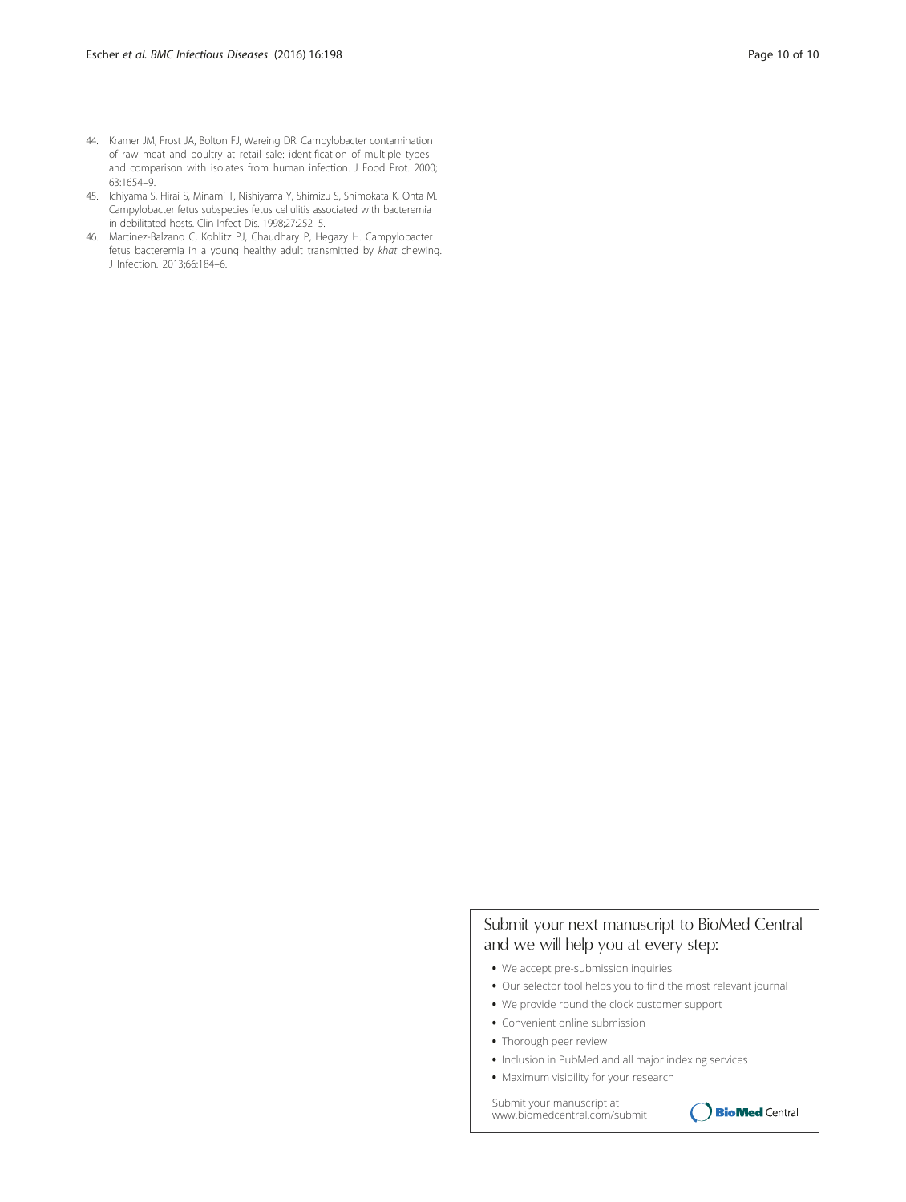44. Kramer JM, Frost JA, Bolton FJ, Wareing DR. Campylobacter contamination of raw meat and poultry at retail sale: identification of multiple types and comparison with isolates from human infection. J Food Prot. 2000; 63:1654–9.
45. Ichiyama S, Hirai S, Minami T, Nishiyama Y, Shimizu S, Shimokata K, Ohta M. Campylobacter fetus subspecies fetus cellulitis associated with bacteremia in debilitated hosts. Clin Infect Dis. 1998;27:252–5.
46. Martinez-Balzano C, Kohlitz PJ, Chaudhary P, Hegazy H. Campylobacter fetus bacteremia in a young healthy adult transmitted by *khat* chewing. J Infection. 2013;66:184–6.

Submit your next manuscript to BioMed Central and we will help you at every step:

- We accept pre-submission inquiries
- Our selector tool helps you to find the most relevant journal
- We provide round the clock customer support
- Convenient online submission
- Thorough peer review
- Inclusion in PubMed and all major indexing services
- Maximum visibility for your research

Submit your manuscript at
www.biomedcentral.com/submit

BioMed Central